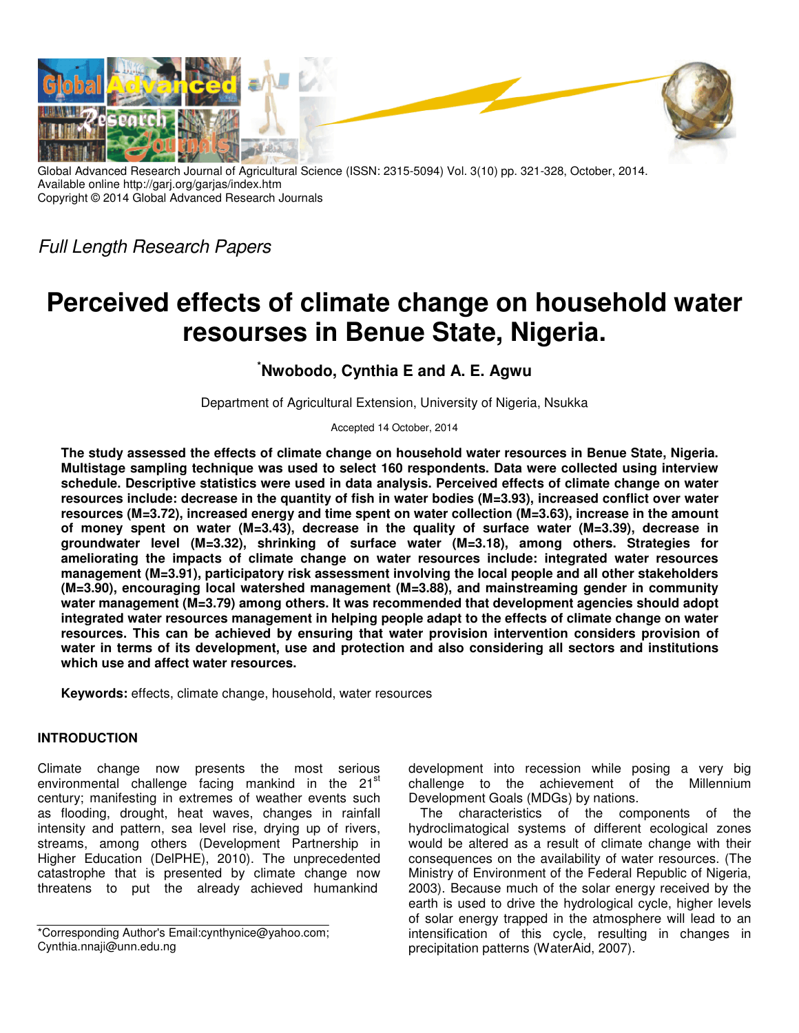Global Advanced Research Journal of Agricultural Science (ISSN: 2315-5094) Vol. 3(10) pp. 321-328, October, 2014.
Available online http://garj.org/garjas/index.htm
Copyright © 2014 Global Advanced Research Journals

*Full Length Research Papers*

# Perceived effects of climate change on household water resourses in Benue State, Nigeria.

**\*Nwobodo, Cynthia E and A. E. Agwu**

Department of Agricultural Extension, University of Nigeria, Nsukka

Accepted 14 October, 2014

**The study assessed the effects of climate change on household water resources in Benue State, Nigeria. Multistage sampling technique was used to select 160 respondents. Data were collected using interview schedule. Descriptive statistics were used in data analysis. Perceived effects of climate change on water resources include: decrease in the quantity of fish in water bodies (M=3.93), increased conflict over water resources (M=3.72), increased energy and time spent on water collection (M=3.63), increase in the amount of money spent on water (M=3.43), decrease in the quality of surface water (M=3.39), decrease in groundwater level (M=3.32), shrinking of surface water (M=3.18), among others. Strategies for ameliorating the impacts of climate change on water resources include: integrated water resources management (M=3.91), participatory risk assessment involving the local people and all other stakeholders (M=3.90), encouraging local watershed management (M=3.88), and mainstreaming gender in community water management (M=3.79) among others. It was recommended that development agencies should adopt integrated water resources management in helping people adapt to the effects of climate change on water resources. This can be achieved by ensuring that water provision intervention considers provision of water in terms of its development, use and protection and also considering all sectors and institutions which use and affect water resources.**

**Keywords:** effects, climate change, household, water resources

## INTRODUCTION

Climate change now presents the most serious environmental challenge facing mankind in the 21st century; manifesting in extremes of weather events such as flooding, drought, heat waves, changes in rainfall intensity and pattern, sea level rise, drying up of rivers, streams, among others (Development Partnership in Higher Education (DelPHE), 2010). The unprecedented catastrophe that is presented by climate change now threatens to put the already achieved humankind development into recession while posing a very big challenge to the achievement of the Millennium Development Goals (MDGs) by nations.

The characteristics of the components of the hydroclimatogical systems of different ecological zones would be altered as a result of climate change with their consequences on the availability of water resources. (The Ministry of Environment of the Federal Republic of Nigeria, 2003). Because much of the solar energy received by the earth is used to drive the hydrological cycle, higher levels of solar energy trapped in the atmosphere will lead to an intensification of this cycle, resulting in changes in precipitation patterns (WaterAid, 2007).

\*Corresponding Author's Email:cynthynice@yahoo.com; Cynthia.nnaji@unn.edu.ng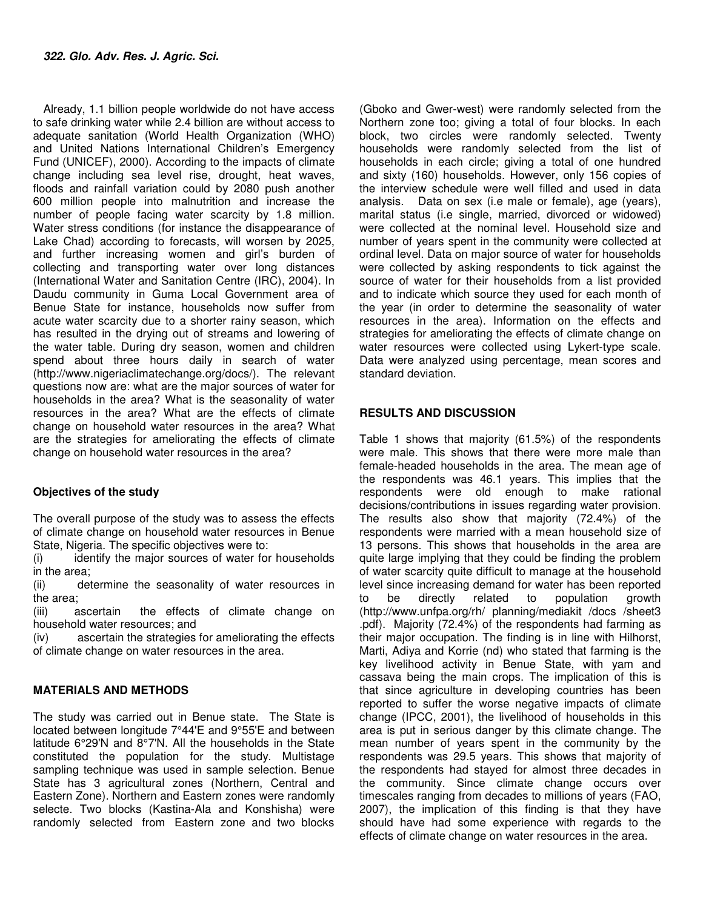Already, 1.1 billion people worldwide do not have access to safe drinking water while 2.4 billion are without access to adequate sanitation (World Health Organization (WHO) and United Nations International Children's Emergency Fund (UNICEF), 2000). According to the impacts of climate change including sea level rise, drought, heat waves, floods and rainfall variation could by 2080 push another 600 million people into malnutrition and increase the number of people facing water scarcity by 1.8 million. Water stress conditions (for instance the disappearance of Lake Chad) according to forecasts, will worsen by 2025, and further increasing women and girl's burden of collecting and transporting water over long distances (International Water and Sanitation Centre (IRC), 2004). In Daudu community in Guma Local Government area of Benue State for instance, households now suffer from acute water scarcity due to a shorter rainy season, which has resulted in the drying out of streams and lowering of the water table. During dry season, women and children spend about three hours daily in search of water (http://www.nigeriaclimatechange.org/docs/). The relevant questions now are: what are the major sources of water for households in the area? What is the seasonality of water resources in the area? What are the effects of climate change on household water resources in the area? What are the strategies for ameliorating the effects of climate change on household water resources in the area?

## Objectives of the study

The overall purpose of the study was to assess the effects of climate change on household water resources in Benue State, Nigeria. The specific objectives were to:

(i) identify the major sources of water for households in the area;

(ii) determine the seasonality of water resources in the area;

(iii) ascertain the effects of climate change on household water resources; and

(iv) ascertain the strategies for ameliorating the effects of climate change on water resources in the area.

## MATERIALS AND METHODS

The study was carried out in Benue state. The State is located between longitude 7°44'E and 9°55'E and between latitude 6°29'N and 8°7'N. All the households in the State constituted the population for the study. Multistage sampling technique was used in sample selection. Benue State has 3 agricultural zones (Northern, Central and Eastern Zone). Northern and Eastern zones were randomly selecte. Two blocks (Kastina-Ala and Konshisha) were randomly selected from Eastern zone and two blocks (Gboko and Gwer-west) were randomly selected from the Northern zone too; giving a total of four blocks. In each block, two circles were randomly selected. Twenty households were randomly selected from the list of households in each circle; giving a total of one hundred and sixty (160) households. However, only 156 copies of the interview schedule were well filled and used in data analysis. Data on sex (i.e male or female), age (years), marital status (i.e single, married, divorced or widowed) were collected at the nominal level. Household size and number of years spent in the community were collected at ordinal level. Data on major source of water for households were collected by asking respondents to tick against the source of water for their households from a list provided and to indicate which source they used for each month of the year (in order to determine the seasonality of water resources in the area). Information on the effects and strategies for ameliorating the effects of climate change on water resources were collected using Lykert-type scale. Data were analyzed using percentage, mean scores and standard deviation.

## RESULTS AND DISCUSSION

Table 1 shows that majority (61.5%) of the respondents were male. This shows that there were more male than female-headed households in the area. The mean age of the respondents was 46.1 years. This implies that the respondents were old enough to make rational decisions/contributions in issues regarding water provision. The results also show that majority (72.4%) of the respondents were married with a mean household size of 13 persons. This shows that households in the area are quite large implying that they could be finding the problem of water scarcity quite difficult to manage at the household level since increasing demand for water has been reported to be directly related to population growth (http://www.unfpa.org/rh/ planning/mediakit /docs /sheet3 .pdf). Majority (72.4%) of the respondents had farming as their major occupation. The finding is in line with Hilhorst, Marti, Adiya and Korrie (nd) who stated that farming is the key livelihood activity in Benue State, with yam and cassava being the main crops. The implication of this is that since agriculture in developing countries has been reported to suffer the worse negative impacts of climate change (IPCC, 2001), the livelihood of households in this area is put in serious danger by this climate change. The mean number of years spent in the community by the respondents was 29.5 years. This shows that majority of the respondents had stayed for almost three decades in the community. Since climate change occurs over timescales ranging from decades to millions of years (FAO, 2007), the implication of this finding is that they have should have had some experience with regards to the effects of climate change on water resources in the area.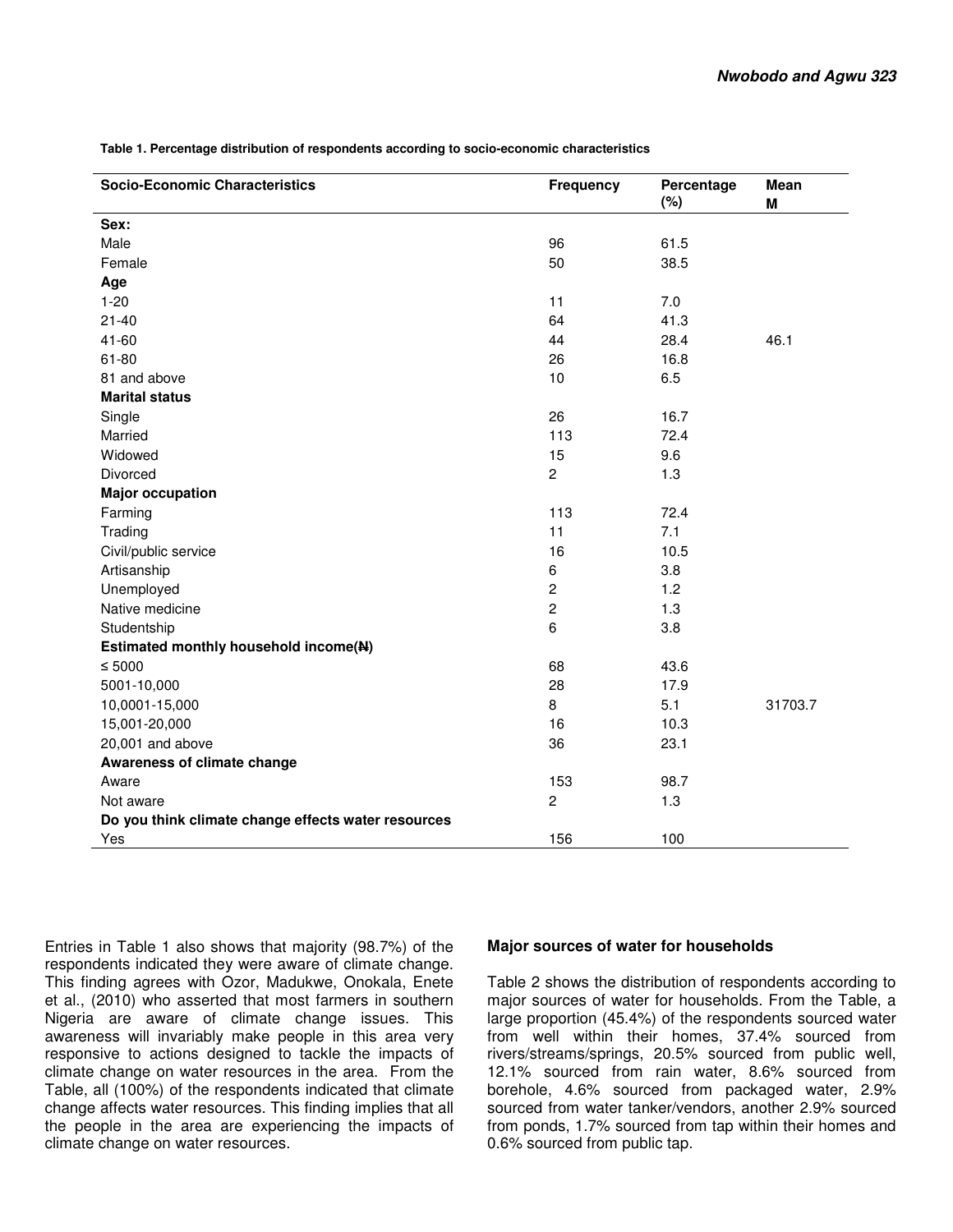**Table 1. Percentage distribution of respondents according to socio-economic characteristics**

| Socio-Economic Characteristics | Frequency | Percentage (%) | Mean M |
|---|---|---|---|
| **Sex:** | | | |
| Male | 96 | 61.5 | |
| Female | 50 | 38.5 | |
| **Age** | | | |
| 1-20 | 11 | 7.0 | |
| 21-40 | 64 | 41.3 | |
| 41-60 | 44 | 28.4 | 46.1 |
| 61-80 | 26 | 16.8 | |
| 81 and above | 10 | 6.5 | |
| **Marital status** | | | |
| Single | 26 | 16.7 | |
| Married | 113 | 72.4 | |
| Widowed | 15 | 9.6 | |
| Divorced | 2 | 1.3 | |
| **Major occupation** | | | |
| Farming | 113 | 72.4 | |
| Trading | 11 | 7.1 | |
| Civil/public service | 16 | 10.5 | |
| Artisanship | 6 | 3.8 | |
| Unemployed | 2 | 1.2 | |
| Native medicine | 2 | 1.3 | |
| Studentship | 6 | 3.8 | |
| **Estimated monthly household income(₦)** | | | |
| ≤ 5000 | 68 | 43.6 | |
| 5001-10,000 | 28 | 17.9 | |
| 10,0001-15,000 | 8 | 5.1 | 31703.7 |
| 15,001-20,000 | 16 | 10.3 | |
| 20,001 and above | 36 | 23.1 | |
| **Awareness of climate change** | | | |
| Aware | 153 | 98.7 | |
| Not aware | 2 | 1.3 | |
| **Do you think climate change effects water resources** | | | |
| Yes | 156 | 100 | |

Entries in Table 1 also shows that majority (98.7%) of the respondents indicated they were aware of climate change. This finding agrees with Ozor, Madukwe, Onokala, Enete et al., (2010) who asserted that most farmers in southern Nigeria are aware of climate change issues. This awareness will invariably make people in this area very responsive to actions designed to tackle the impacts of climate change on water resources in the area. From the Table, all (100%) of the respondents indicated that climate change affects water resources. This finding implies that all the people in the area are experiencing the impacts of climate change on water resources.

### Major sources of water for households

Table 2 shows the distribution of respondents according to major sources of water for households. From the Table, a large proportion (45.4%) of the respondents sourced water from well within their homes, 37.4% sourced from rivers/streams/springs, 20.5% sourced from public well, 12.1% sourced from rain water, 8.6% sourced from borehole, 4.6% sourced from packaged water, 2.9% sourced from water tanker/vendors, another 2.9% sourced from ponds, 1.7% sourced from tap within their homes and 0.6% sourced from public tap.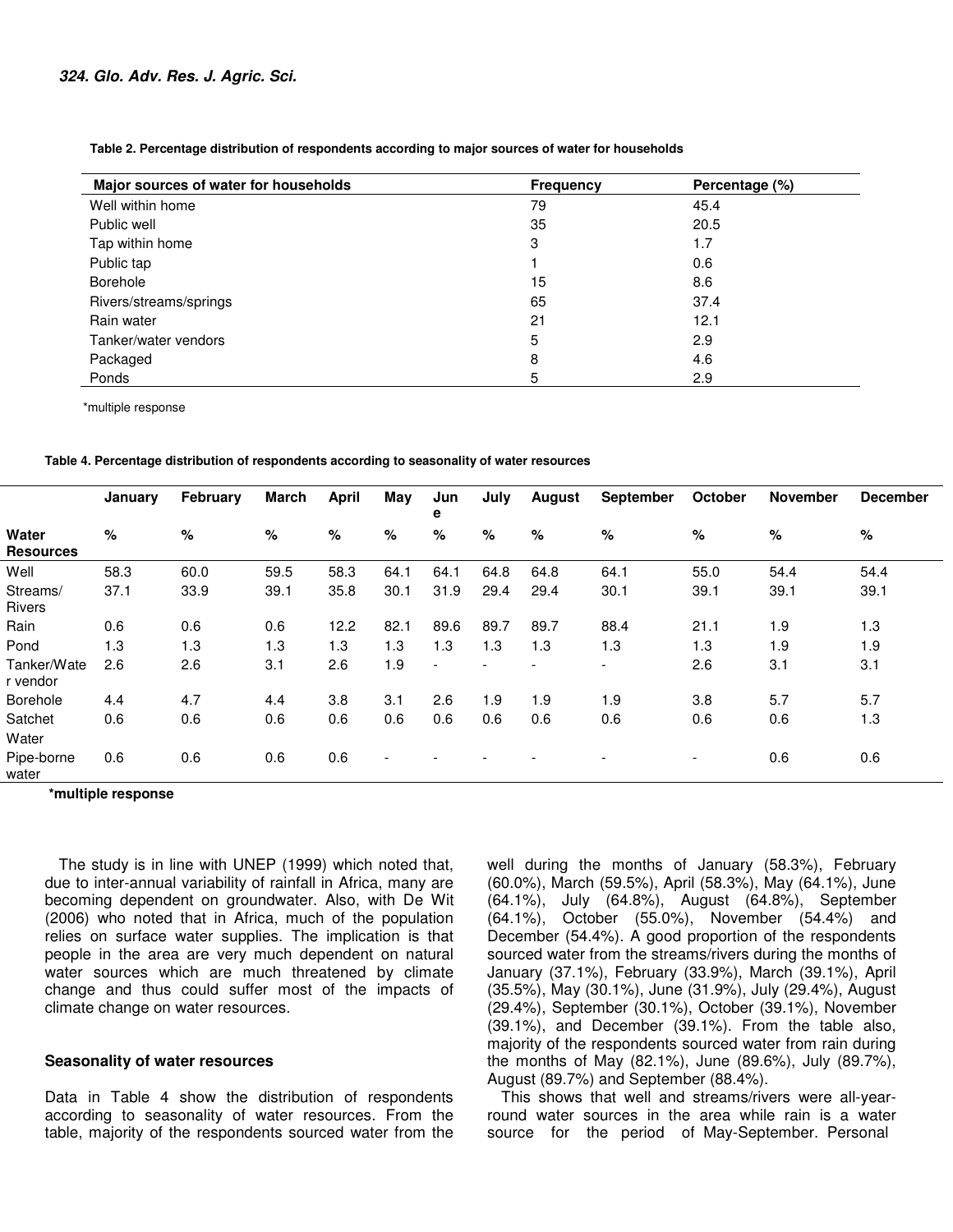**Table 2. Percentage distribution of respondents according to major sources of water for households**

| Major sources of water for households | Frequency | Percentage (%) |
|---|---|---|
| Well within home | 79 | 45.4 |
| Public well | 35 | 20.5 |
| Tap within home | 3 | 1.7 |
| Public tap | 1 | 0.6 |
| Borehole | 15 | 8.6 |
| Rivers/streams/springs | 65 | 37.4 |
| Rain water | 21 | 12.1 |
| Tanker/water vendors | 5 | 2.9 |
| Packaged | 8 | 4.6 |
| Ponds | 5 | 2.9 |

*multiple response

**Table 4. Percentage distribution of respondents according to seasonality of water resources**

| | January | February | March | April | May | June | July | August | September | October | November | December |
|---|---|---|---|---|---|---|---|---|---|---|---|---|
| **Water Resources** | % | % | % | % | % | % | % | % | % | % | % | % |
| Well | 58.3 | 60.0 | 59.5 | 58.3 | 64.1 | 64.1 | 64.8 | 64.8 | 64.1 | 55.0 | 54.4 | 54.4 |
| Streams/ Rivers | 37.1 | 33.9 | 39.1 | 35.8 | 30.1 | 31.9 | 29.4 | 29.4 | 30.1 | 39.1 | 39.1 | 39.1 |
| Rain | 0.6 | 0.6 | 0.6 | 12.2 | 82.1 | 89.6 | 89.7 | 89.7 | 88.4 | 21.1 | 1.9 | 1.3 |
| Pond | 1.3 | 1.3 | 1.3 | 1.3 | 1.3 | 1.3 | 1.3 | 1.3 | 1.3 | 1.3 | 1.9 | 1.9 |
| Tanker/Water vendor | 2.6 | 2.6 | 3.1 | 2.6 | 1.9 | - | - | - | - | 2.6 | 3.1 | 3.1 |
| Borehole | 4.4 | 4.7 | 4.4 | 3.8 | 3.1 | 2.6 | 1.9 | 1.9 | 1.9 | 3.8 | 5.7 | 5.7 |
| Satchet Water | 0.6 | 0.6 | 0.6 | 0.6 | 0.6 | 0.6 | 0.6 | 0.6 | 0.6 | 0.6 | 0.6 | 1.3 |
| Pipe-borne water | 0.6 | 0.6 | 0.6 | 0.6 | - | - | - | - | - | - | 0.6 | 0.6 |

**\*multiple response**

The study is in line with UNEP (1999) which noted that, due to inter-annual variability of rainfall in Africa, many are becoming dependent on groundwater. Also, with De Wit (2006) who noted that in Africa, much of the population relies on surface water supplies. The implication is that people in the area are very much dependent on natural water sources which are much threatened by climate change and thus could suffer most of the impacts of climate change on water resources.

### Seasonality of water resources

Data in Table 4 show the distribution of respondents according to seasonality of water resources. From the table, majority of the respondents sourced water from the well during the months of January (58.3%), February (60.0%), March (59.5%), April (58.3%), May (64.1%), June (64.1%), July (64.8%), August (64.8%), September (64.1%), October (55.0%), November (54.4%) and December (54.4%). A good proportion of the respondents sourced water from the streams/rivers during the months of January (37.1%), February (33.9%), March (39.1%), April (35.5%), May (30.1%), June (31.9%), July (29.4%), August (29.4%), September (30.1%), October (39.1%), November (39.1%), and December (39.1%). From the table also, majority of the respondents sourced water from rain during the months of May (82.1%), June (89.6%), July (89.7%), August (89.7%) and September (88.4%).

This shows that well and streams/rivers were all-year-round water sources in the area while rain is a water source for the period of May-September. Personal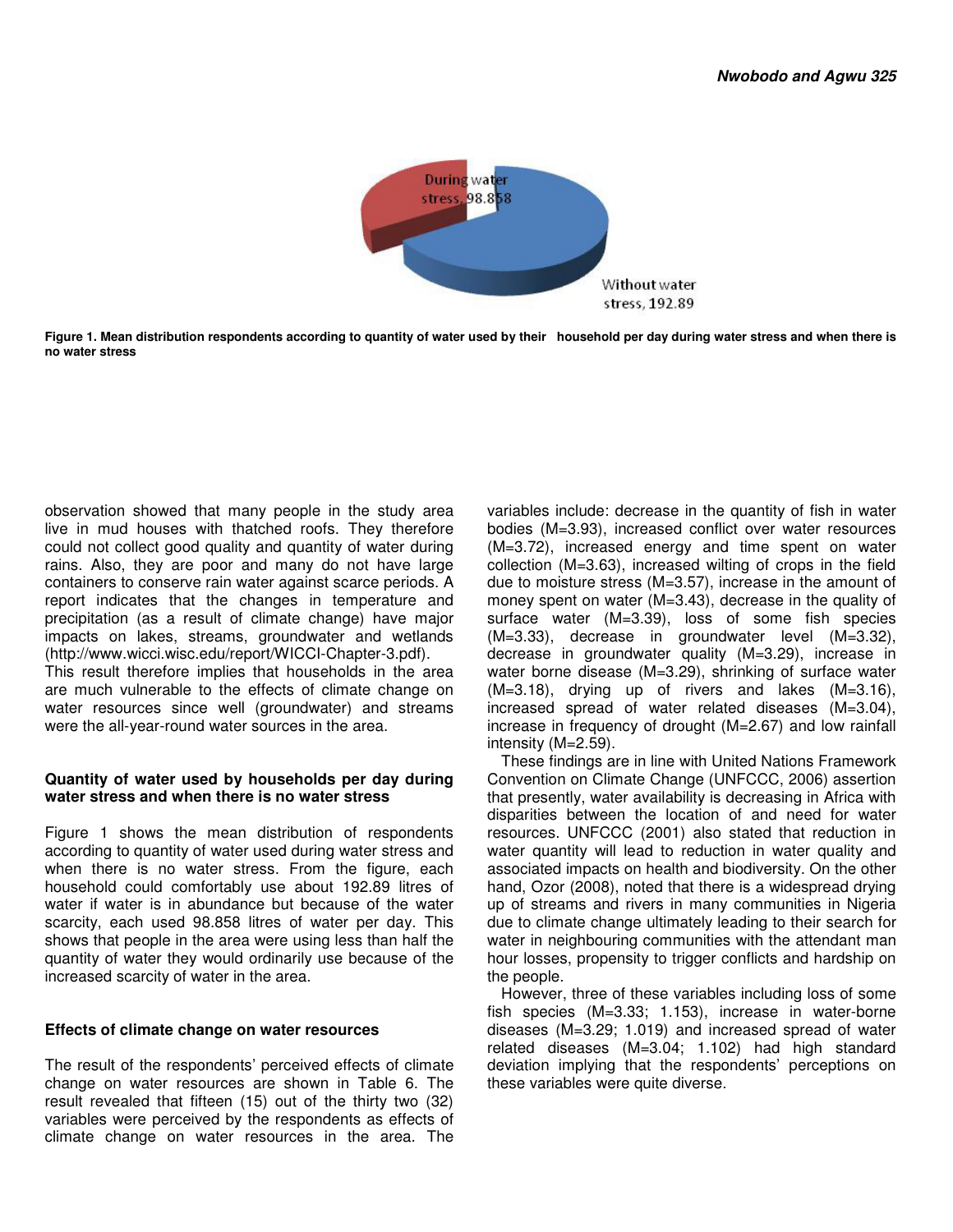Figure 1. Mean distribution respondents according to quantity of water used by their household per day during water stress and when there is no water stress

observation showed that many people in the study area live in mud houses with thatched roofs. They therefore could not collect good quality and quantity of water during rains. Also, they are poor and many do not have large containers to conserve rain water against scarce periods. A report indicates that the changes in temperature and precipitation (as a result of climate change) have major impacts on lakes, streams, groundwater and wetlands (http://www.wicci.wisc.edu/report/WICCI-Chapter-3.pdf). This result therefore implies that households in the area are much vulnerable to the effects of climate change on water resources since well (groundwater) and streams were the all-year-round water sources in the area.

### Quantity of water used by households per day during water stress and when there is no water stress

Figure 1 shows the mean distribution of respondents according to quantity of water used during water stress and when there is no water stress. From the figure, each household could comfortably use about 192.89 litres of water if water is in abundance but because of the water scarcity, each used 98.858 litres of water per day. This shows that people in the area were using less than half the quantity of water they would ordinarily use because of the increased scarcity of water in the area.

### Effects of climate change on water resources

The result of the respondents' perceived effects of climate change on water resources are shown in Table 6. The result revealed that fifteen (15) out of the thirty two (32) variables were perceived by the respondents as effects of climate change on water resources in the area. The variables include: decrease in the quantity of fish in water bodies (M=3.93), increased conflict over water resources (M=3.72), increased energy and time spent on water collection (M=3.63), increased wilting of crops in the field due to moisture stress (M=3.57), increase in the amount of money spent on water (M=3.43), decrease in the quality of surface water (M=3.39), loss of some fish species (M=3.33), decrease in groundwater level (M=3.32), decrease in groundwater quality (M=3.29), increase in water borne disease (M=3.29), shrinking of surface water (M=3.18), drying up of rivers and lakes (M=3.16), increased spread of water related diseases (M=3.04), increase in frequency of drought (M=2.67) and low rainfall intensity (M=2.59).

These findings are in line with United Nations Framework Convention on Climate Change (UNFCCC, 2006) assertion that presently, water availability is decreasing in Africa with disparities between the location of and need for water resources. UNFCCC (2001) also stated that reduction in water quantity will lead to reduction in water quality and associated impacts on health and biodiversity. On the other hand, Ozor (2008), noted that there is a widespread drying up of streams and rivers in many communities in Nigeria due to climate change ultimately leading to their search for water in neighbouring communities with the attendant man hour losses, propensity to trigger conflicts and hardship on the people.

However, three of these variables including loss of some fish species (M=3.33; 1.153), increase in water-borne diseases (M=3.29; 1.019) and increased spread of water related diseases (M=3.04; 1.102) had high standard deviation implying that the respondents' perceptions on these variables were quite diverse.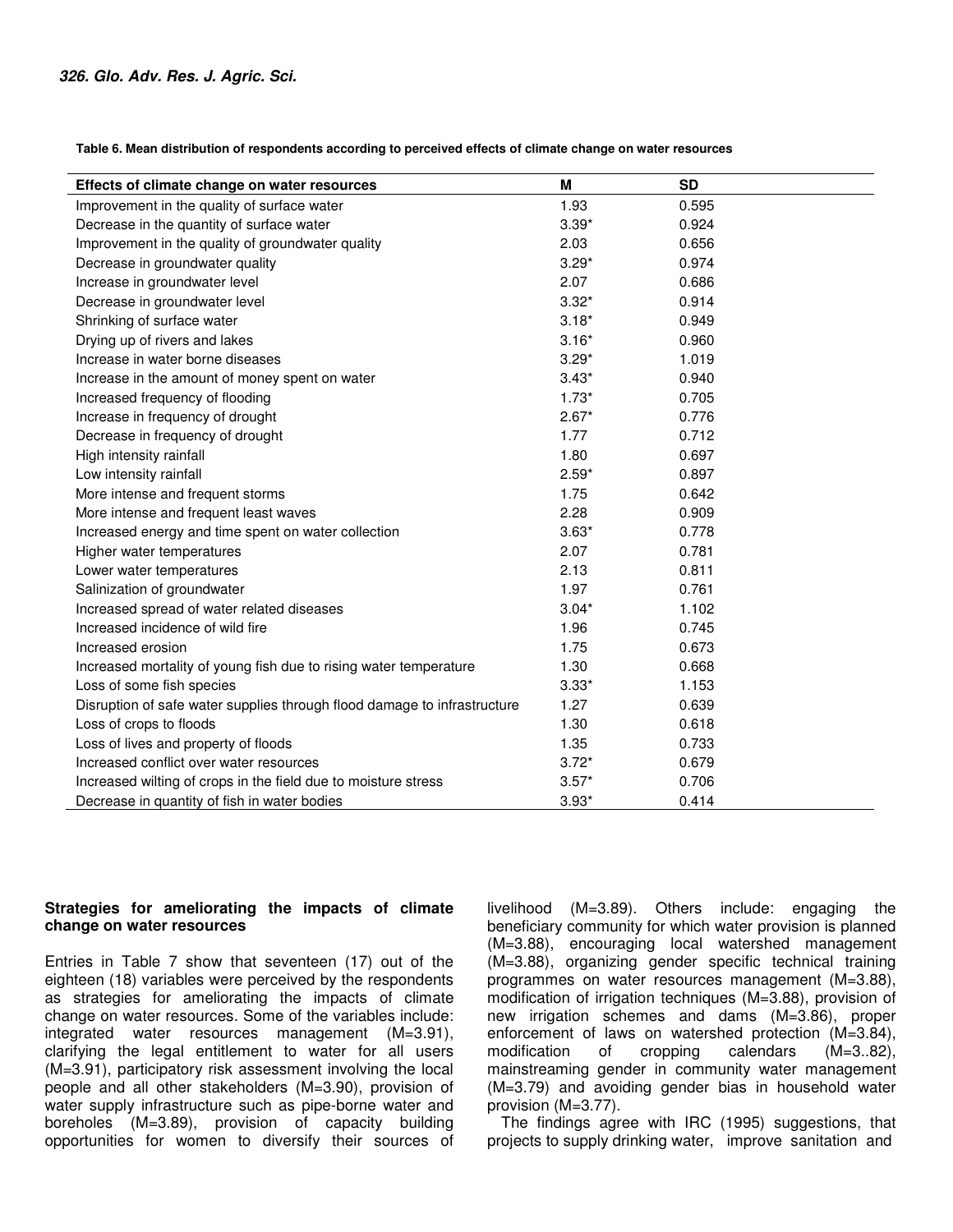**Table 6. Mean distribution of respondents according to perceived effects of climate change on water resources**

| Effects of climate change on water resources | M | SD |
|---|---|---|
| Improvement in the quality of surface water | 1.93 | 0.595 |
| Decrease in the quantity of surface water | 3.39* | 0.924 |
| Improvement in the quality of groundwater quality | 2.03 | 0.656 |
| Decrease in groundwater quality | 3.29* | 0.974 |
| Increase in groundwater level | 2.07 | 0.686 |
| Decrease in groundwater level | 3.32* | 0.914 |
| Shrinking of surface water | 3.18* | 0.949 |
| Drying up of rivers and lakes | 3.16* | 0.960 |
| Increase in water borne diseases | 3.29* | 1.019 |
| Increase in the amount of money spent on water | 3.43* | 0.940 |
| Increased frequency of flooding | 1.73* | 0.705 |
| Increase in frequency of drought | 2.67* | 0.776 |
| Decrease in frequency of drought | 1.77 | 0.712 |
| High intensity rainfall | 1.80 | 0.697 |
| Low intensity rainfall | 2.59* | 0.897 |
| More intense and frequent storms | 1.75 | 0.642 |
| More intense and frequent least waves | 2.28 | 0.909 |
| Increased energy and time spent on water collection | 3.63* | 0.778 |
| Higher water temperatures | 2.07 | 0.781 |
| Lower water temperatures | 2.13 | 0.811 |
| Salinization of groundwater | 1.97 | 0.761 |
| Increased spread of water related diseases | 3.04* | 1.102 |
| Increased incidence of wild fire | 1.96 | 0.745 |
| Increased erosion | 1.75 | 0.673 |
| Increased mortality of young fish due to rising water temperature | 1.30 | 0.668 |
| Loss of some fish species | 3.33* | 1.153 |
| Disruption of safe water supplies through flood damage to infrastructure | 1.27 | 0.639 |
| Loss of crops to floods | 1.30 | 0.618 |
| Loss of lives and property of floods | 1.35 | 0.733 |
| Increased conflict over water resources | 3.72* | 0.679 |
| Increased wilting of crops in the field due to moisture stress | 3.57* | 0.706 |
| Decrease in quantity of fish in water bodies | 3.93* | 0.414 |

**Strategies for ameliorating the impacts of climate change on water resources**

Entries in Table 7 show that seventeen (17) out of the eighteen (18) variables were perceived by the respondents as strategies for ameliorating the impacts of climate change on water resources. Some of the variables include: integrated water resources management (M=3.91), clarifying the legal entitlement to water for all users (M=3.91), participatory risk assessment involving the local people and all other stakeholders (M=3.90), provision of water supply infrastructure such as pipe-borne water and boreholes (M=3.89), provision of capacity building opportunities for women to diversify their sources of livelihood (M=3.89). Others include: engaging the beneficiary community for which water provision is planned (M=3.88), encouraging local watershed management (M=3.88), organizing gender specific technical training programmes on water resources management (M=3.88), modification of irrigation techniques (M=3.88), provision of new irrigation schemes and dams (M=3.86), proper enforcement of laws on watershed protection (M=3.84), modification of cropping calendars (M=3..82), mainstreaming gender in community water management (M=3.79) and avoiding gender bias in household water provision (M=3.77).

The findings agree with IRC (1995) suggestions, that projects to supply drinking water, improve sanitation and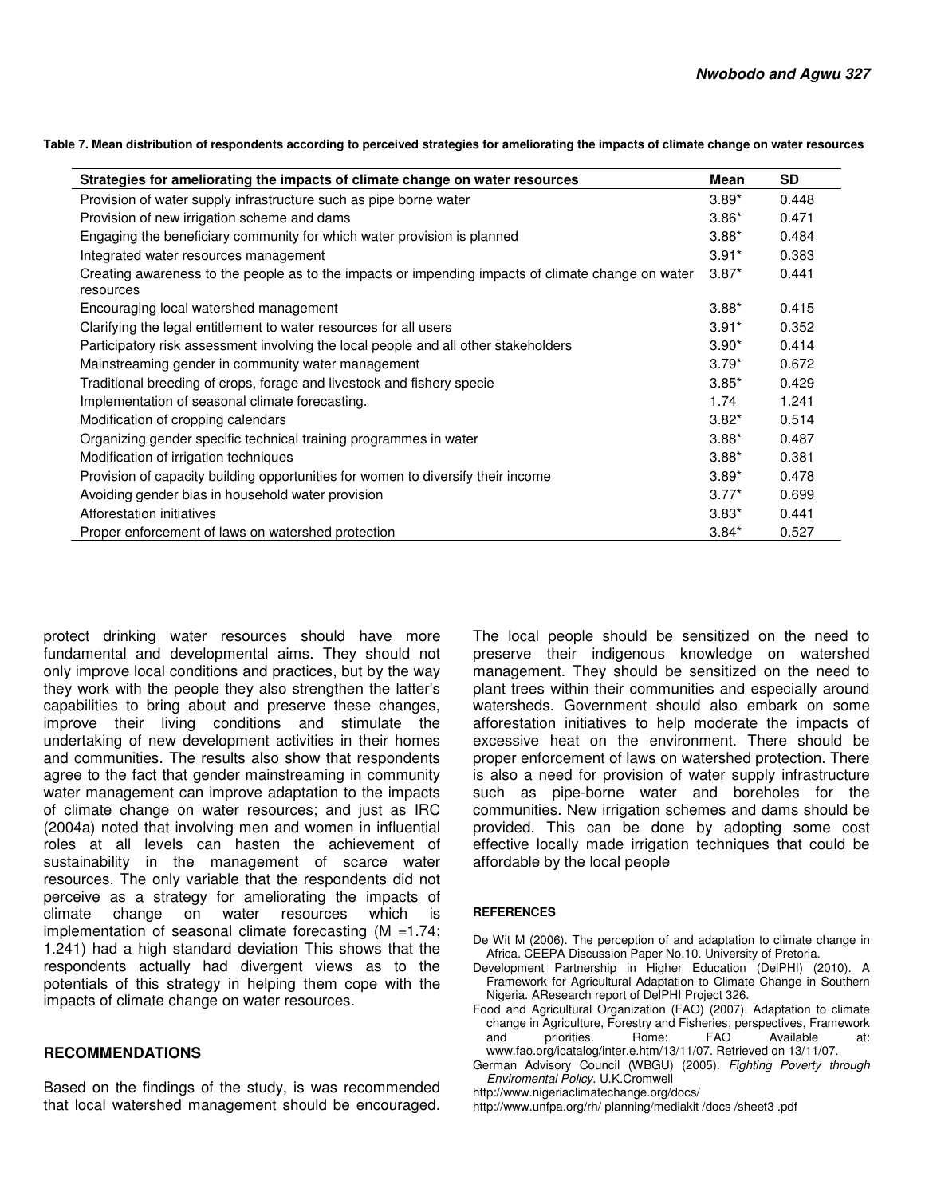**Table 7. Mean distribution of respondents according to perceived strategies for ameliorating the impacts of climate change on water resources**

| Strategies for ameliorating the impacts of climate change on water resources | Mean | SD |
|---|---|---|
| Provision of water supply infrastructure such as pipe borne water | 3.89* | 0.448 |
| Provision of new irrigation scheme and dams | 3.86* | 0.471 |
| Engaging the beneficiary community for which water provision is planned | 3.88* | 0.484 |
| Integrated water resources management | 3.91* | 0.383 |
| Creating awareness to the people as to the impacts or impending impacts of climate change on water resources | 3.87* | 0.441 |
| Encouraging local watershed management | 3.88* | 0.415 |
| Clarifying the legal entitlement to water resources for all users | 3.91* | 0.352 |
| Participatory risk assessment involving the local people and all other stakeholders | 3.90* | 0.414 |
| Mainstreaming gender in community water management | 3.79* | 0.672 |
| Traditional breeding of crops, forage and livestock and fishery specie | 3.85* | 0.429 |
| Implementation of seasonal climate forecasting. | 1.74 | 1.241 |
| Modification of cropping calendars | 3.82* | 0.514 |
| Organizing gender specific technical training programmes in water | 3.88* | 0.487 |
| Modification of irrigation techniques | 3.88* | 0.381 |
| Provision of capacity building opportunities for women to diversify their income | 3.89* | 0.478 |
| Avoiding gender bias in household water provision | 3.77* | 0.699 |
| Afforestation initiatives | 3.83* | 0.441 |
| Proper enforcement of laws on watershed protection | 3.84* | 0.527 |

protect drinking water resources should have more fundamental and developmental aims. They should not only improve local conditions and practices, but by the way they work with the people they also strengthen the latter's capabilities to bring about and preserve these changes, improve their living conditions and stimulate the undertaking of new development activities in their homes and communities. The results also show that respondents agree to the fact that gender mainstreaming in community water management can improve adaptation to the impacts of climate change on water resources; and just as IRC (2004a) noted that involving men and women in influential roles at all levels can hasten the achievement of sustainability in the management of scarce water resources. The only variable that the respondents did not perceive as a strategy for ameliorating the impacts of climate change on water resources which is implementation of seasonal climate forecasting (M =1.74; 1.241) had a high standard deviation This shows that the respondents actually had divergent views as to the potentials of this strategy in helping them cope with the impacts of climate change on water resources.

## RECOMMENDATIONS

Based on the findings of the study, is was recommended that local watershed management should be encouraged. The local people should be sensitized on the need to preserve their indigenous knowledge on watershed management. They should be sensitized on the need to plant trees within their communities and especially around watersheds. Government should also embark on some afforestation initiatives to help moderate the impacts of excessive heat on the environment. There should be proper enforcement of laws on watershed protection. There is also a need for provision of water supply infrastructure such as pipe-borne water and boreholes for the communities. New irrigation schemes and dams should be provided. This can be done by adopting some cost effective locally made irrigation techniques that could be affordable by the local people

## REFERENCES

De Wit M (2006). The perception of and adaptation to climate change in Africa. CEEPA Discussion Paper No.10. University of Pretoria.

Development Partnership in Higher Education (DelPHI) (2010). A Framework for Agricultural Adaptation to Climate Change in Southern Nigeria. AResearch report of DelPHI Project 326.

Food and Agricultural Organization (FAO) (2007). Adaptation to climate change in Agriculture, Forestry and Fisheries; perspectives, Framework and priorities. Rome: FAO Available at: www.fao.org/icatalog/inter.e.htm/13/11/07. Retrieved on 13/11/07.

German Advisory Council (WBGU) (2005). *Fighting Poverty through Enviromental Policy*. U.K.Cromwell

http://www.nigeriaclimatechange.org/docs/

http://www.unfpa.org/rh/ planning/mediakit /docs /sheet3 .pdf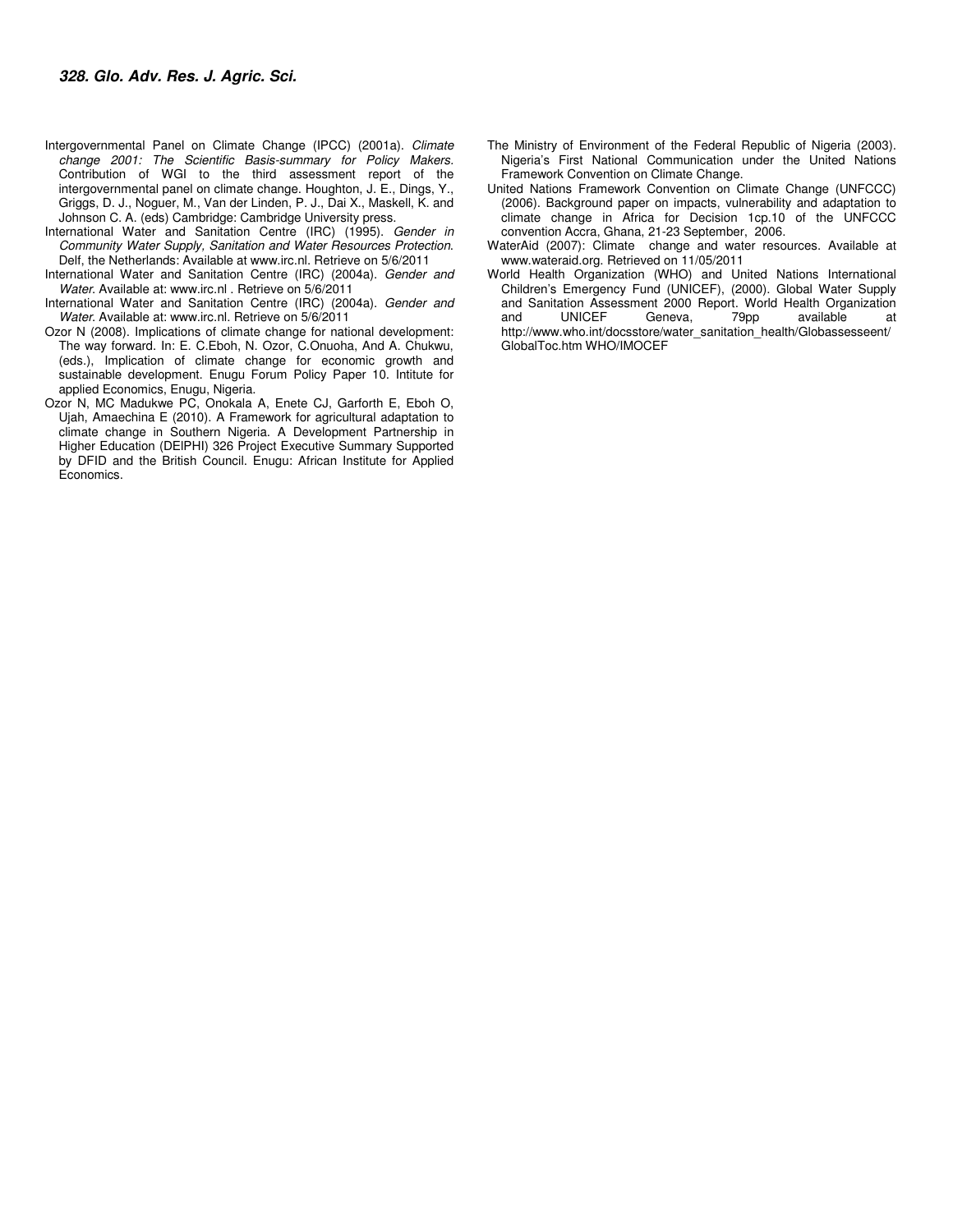Intergovernmental Panel on Climate Change (IPCC) (2001a). *Climate change 2001: The Scientific Basis-summary for Policy Makers*. Contribution of WGI to the third assessment report of the intergovernmental panel on climate change. Houghton, J. E., Dings, Y., Griggs, D. J., Noguer, M., Van der Linden, P. J., Dai X., Maskell, K. and Johnson C. A. (eds) Cambridge: Cambridge University press.

International Water and Sanitation Centre (IRC) (1995). *Gender in Community Water Supply, Sanitation and Water Resources Protection*. Delf, the Netherlands: Available at www.irc.nl. Retrieve on 5/6/2011

International Water and Sanitation Centre (IRC) (2004a). *Gender and Water*. Available at: www.irc.nl . Retrieve on 5/6/2011

International Water and Sanitation Centre (IRC) (2004a). *Gender and Water*. Available at: www.irc.nl. Retrieve on 5/6/2011

Ozor N (2008). Implications of climate change for national development: The way forward. In: E. C.Eboh, N. Ozor, C.Onuoha, And A. Chukwu, (eds.), Implication of climate change for economic growth and sustainable development. Enugu Forum Policy Paper 10. Intitute for applied Economics, Enugu, Nigeria.

Ozor N, MC Madukwe PC, Onokala A, Enete CJ, Garforth E, Eboh O, Ujah, Amaechina E (2010). A Framework for agricultural adaptation to climate change in Southern Nigeria. A Development Partnership in Higher Education (DElPHI) 326 Project Executive Summary Supported by DFID and the British Council. Enugu: African Institute for Applied Economics.

The Ministry of Environment of the Federal Republic of Nigeria (2003). Nigeria's First National Communication under the United Nations Framework Convention on Climate Change.

United Nations Framework Convention on Climate Change (UNFCCC) (2006). Background paper on impacts, vulnerability and adaptation to climate change in Africa for Decision 1cp.10 of the UNFCCC convention Accra, Ghana, 21-23 September, 2006.

WaterAid (2007): Climate change and water resources. Available at www.wateraid.org. Retrieved on 11/05/2011

World Health Organization (WHO) and United Nations International Children's Emergency Fund (UNICEF), (2000). Global Water Supply and Sanitation Assessment 2000 Report. World Health Organization and UNICEF Geneva, 79pp available at http://www.who.int/docsstore/water_sanitation_health/Globassesseent/GlobalToc.htm WHO/IMOCEF